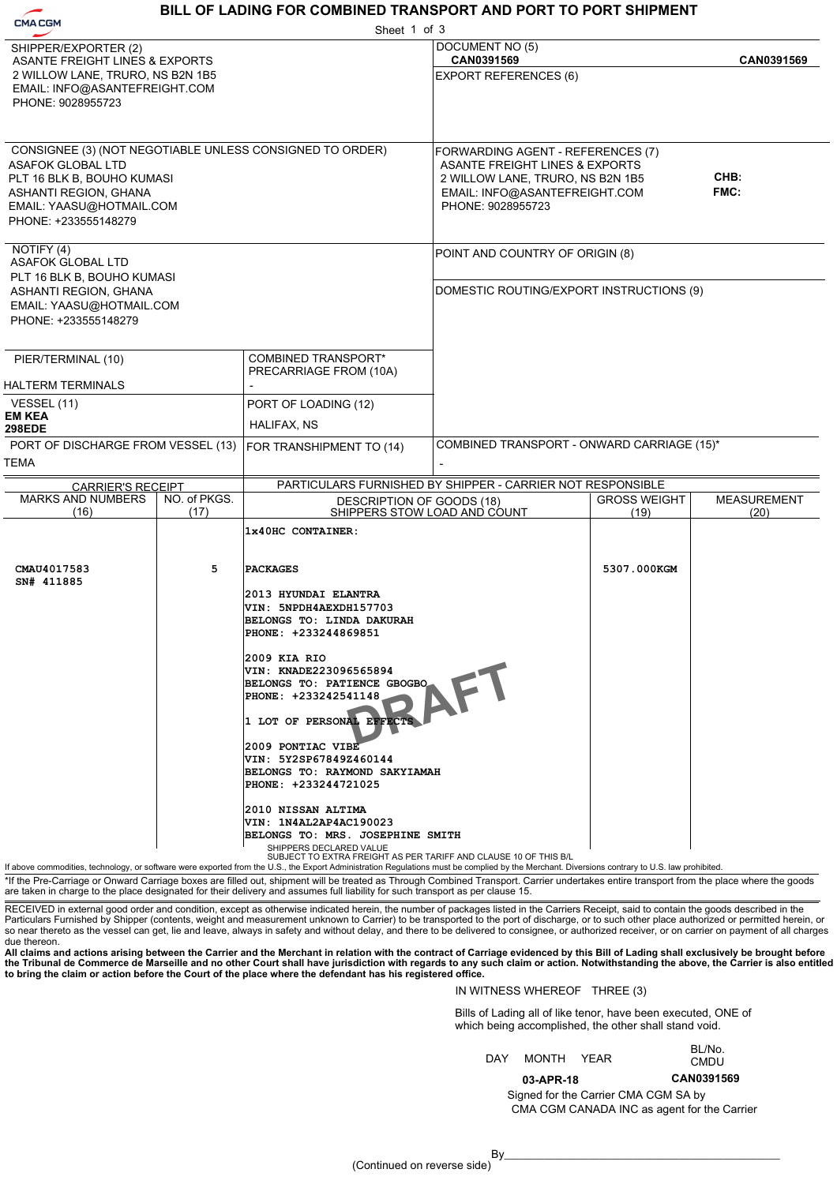CMA CGM

# BILL OF LADING FOR COMBINED TRANSPORT AND PORT TO PORT SHIPMENT

Sheet 1 of 3

| | |
|---|---|
| **SHIPPER/EXPORTER (2)**<br>ASANTE FREIGHT LINES & EXPORTS<br>2 WILLOW LANE, TRURO, NS B2N 1B5<br>EMAIL: INFO@ASANTEFREIGHT.COM<br>PHONE: 9028955723 | **DOCUMENT NO (5)**<br>CAN0391569 CAN0391569<br><br>**EXPORT REFERENCES (6)** |
| **CONSIGNEE (3) (NOT NEGOTIABLE UNLESS CONSIGNED TO ORDER)**<br>ASAFOK GLOBAL LTD<br>PLT 16 BLK B, BOUHO KUMASI<br>ASHANTI REGION, GHANA<br>EMAIL: YAASU@HOTMAIL.COM<br>PHONE: +233555148279 | **FORWARDING AGENT - REFERENCES (7)**<br>ASANTE FREIGHT LINES & EXPORTS<br>2 WILLOW LANE, TRURO, NS B2N 1B5<br>EMAIL: INFO@ASANTEFREIGHT.COM<br>PHONE: 9028955723<br>CHB:<br>FMC: |
| **NOTIFY (4)**<br>ASAFOK GLOBAL LTD<br>PLT 16 BLK B, BOUHO KUMASI<br>ASHANTI REGION, GHANA<br>EMAIL: YAASU@HOTMAIL.COM<br>PHONE: +233555148279 | **POINT AND COUNTRY OF ORIGIN (8)**<br><br>**DOMESTIC ROUTING/EXPORT INSTRUCTIONS (9)** |

| | | |
|---|---|---|
| **PIER/TERMINAL (10)**<br>HALTERM TERMINALS | **COMBINED TRANSPORT\* PRECARRIAGE FROM (10A)**<br>- | |
| **VESSEL (11)**<br>EM KEA<br>298EDE | **PORT OF LOADING (12)**<br>HALIFAX, NS | |
| **PORT OF DISCHARGE FROM VESSEL (13)**<br>TEMA | **FOR TRANSHIPMENT TO (14)** | **COMBINED TRANSPORT - ONWARD CARRIAGE (15)\***<br>- |

CARRIER'S RECEIPT — PARTICULARS FURNISHED BY SHIPPER - CARRIER NOT RESPONSIBLE

| MARKS AND NUMBERS (16) | NO. of PKGS. (17) | DESCRIPTION OF GOODS (18) SHIPPERS STOW LOAD AND COUNT | GROSS WEIGHT (19) | MEASUREMENT (20) |
|---|---|---|---|---|
| | | 1x40HC CONTAINER: | | |
| CMAU4017583<br>SN# 411885 | 5 | PACKAGES | 5307.000KGM | |
| | | 2013 HYUNDAI ELANTRA<br>VIN: 5NPDH4AEXDH157703<br>BELONGS TO: LINDA DAKURAH<br>PHONE: +233244869851 | | |
| | | 2009 KIA RIO<br>VIN: KNADE223096565894<br>BELONGS TO: PATIENCE GBOGBO<br>PHONE: +233242541148 | | |
| | | 1 LOT OF PERSONAL EFFECTS | | |
| | | 2009 PONTIAC VIBE<br>VIN: 5Y2SP67849Z460144<br>BELONGS TO: RAYMOND SAKYIAMAH<br>PHONE: +233244721025 | | |
| | | 2010 NISSAN ALTIMA<br>VIN: 1N4AL2AP4AC190023<br>BELONGS TO: MRS. JOSEPHINE SMITH | | |

DRAFT

SHIPPERS DECLARED VALUE
SUBJECT TO EXTRA FREIGHT AS PER TARIFF AND CLAUSE 10 OF THIS B/L

If above commodities, technology, or software were exported from the U.S., the Export Administration Regulations must be complied by the Merchant. Diversions contrary to U.S. law prohibited.

\*If the Pre-Carriage or Onward Carriage boxes are filled out, shipment will be treated as Through Combined Transport. Carrier undertakes entire transport from the place where the goods are taken in charge to the place designated for their delivery and assumes full liability for such transport as per clause 15.

RECEIVED in external good order and condition, except as otherwise indicated herein, the number of packages listed in the Carriers Receipt, said to contain the goods described in the Particulars Furnished by Shipper (contents, weight and measurement unknown to Carrier) to be transported to the port of discharge, or to such other place authorized or permitted herein, or so near thereto as the vessel can get, lie and leave, always in safety and without delay, and there to be delivered to consignee, or authorized receiver, or on carrier on payment of all charges due thereon.

**All claims and actions arising between the Carrier and the Merchant in relation with the contract of Carriage evidenced by this Bill of Lading shall exclusively be brought before the Tribunal de Commerce de Marseille and no other Court shall have jurisdiction with regards to any such claim or action. Notwithstanding the above, the Carrier is also entitled to bring the claim or action before the Court of the place where the defendant has his registered office.**

IN WITNESS WHEREOF THREE (3)

Bills of Lading all of like tenor, have been executed, ONE of which being accomplished, the other shall stand void.

| DAY MONTH YEAR | BL/No. CMDU |
|---|---|
| 03-APR-18 | CAN0391569 |

Signed for the Carrier CMA CGM SA by
CMA CGM CANADA INC as agent for the Carrier

By\_\_\_\_\_\_\_\_\_\_\_\_\_\_\_\_\_\_\_\_\_\_\_\_\_\_\_\_\_\_\_\_\_\_\_\_\_\_\_\_

(Continued on reverse side)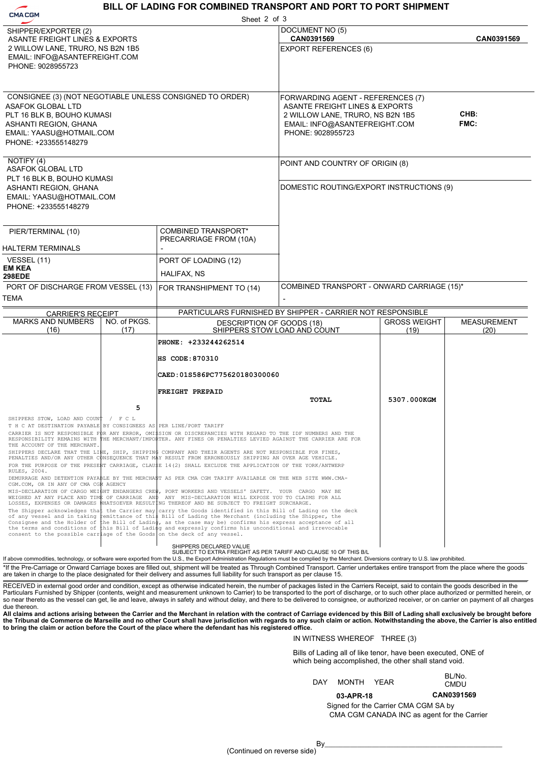CMA CGM

# BILL OF LADING FOR COMBINED TRANSPORT AND PORT TO PORT SHIPMENT

Sheet 2 of 3

**SHIPPER/EXPORTER (2)**
ASANTE FREIGHT LINES & EXPORTS
2 WILLOW LANE, TRURO, NS B2N 1B5
EMAIL: INFO@ASANTEFREIGHT.COM
PHONE: 9028955723

**DOCUMENT NO (5)**
CAN0391569 CAN0391569

**EXPORT REFERENCES (6)**

**CONSIGNEE (3) (NOT NEGOTIABLE UNLESS CONSIGNED TO ORDER)**
ASAFOK GLOBAL LTD
PLT 16 BLK B, BOUHO KUMASI
ASHANTI REGION, GHANA
EMAIL: YAASU@HOTMAIL.COM
PHONE: +233555148279

**FORWARDING AGENT - REFERENCES (7)**
ASANTE FREIGHT LINES & EXPORTS
2 WILLOW LANE, TRURO, NS B2N 1B5
EMAIL: INFO@ASANTEFREIGHT.COM
PHONE: 9028955723
CHB:
FMC:

**NOTIFY (4)**
ASAFOK GLOBAL LTD
PLT 16 BLK B, BOUHO KUMASI
ASHANTI REGION, GHANA
EMAIL: YAASU@HOTMAIL.COM
PHONE: +233555148279

**POINT AND COUNTRY OF ORIGIN (8)**

**DOMESTIC ROUTING/EXPORT INSTRUCTIONS (9)**

| PIER/TERMINAL (10) | COMBINED TRANSPORT* PRECARRIAGE FROM (10A) |
|---|---|
| HALTERM TERMINALS | - |
| **VESSEL (11)** | **PORT OF LOADING (12)** |
| EM KEA 298EDE | HALIFAX, NS |
| **PORT OF DISCHARGE FROM VESSEL (13)** | **FOR TRANSHIPMENT TO (14)** |
| TEMA | |

**COMBINED TRANSPORT - ONWARD CARRIAGE (15)***
-

| CARRIER'S RECEIPT | | PARTICULARS FURNISHED BY SHIPPER - CARRIER NOT RESPONSIBLE | | |
|---|---|---|---|---|
| MARKS AND NUMBERS (16) | NO. of PKGS. (17) | DESCRIPTION OF GOODS (18) SHIPPERS STOW LOAD AND COUNT | GROSS WEIGHT (19) | MEASUREMENT (20) |
| | | PHONE: +233244262514<br>HS CODE:870310<br>CAED:01S586PC775620180300060<br>FREIGHT PREPAID | | |
| | 5 | TOTAL | 5307.000KGM | |

SHIPPERS STOW, LOAD AND COUNT / F C L

T H C AT DESTINATION PAYABLE BY CONSIGNEES AS PER LINE/PORT TARIFF

CARRIER IS NOT RESPONSIBLE FOR ANY ERROR, OMISSION OR DISCREPANCIES WITH REGARD TO THE IDF NUMBERS AND THE RESPONSIBILITY REMAINS WITH THE MERCHANT/IMPORTER. ANY FINES OR PENALTIES LEVIED AGAINST THE CARRIER ARE FOR THE ACCOUNT OF THE MERCHANT.

SHIPPERS DECLARE THAT THE LINE, SHIP, SHIPPING COMPANY AND THEIR AGENTS ARE NOT RESPONSIBLE FOR FINES, PENALTIES AND/OR ANY OTHER CONSEQUENCE THAT MAY RESULT FROM ERRONEOUSLY SHIPPING AN OVER AGE VEHICLE.

FOR THE PURPOSE OF THE PRESENT CARRIAGE, CLAUSE 14(2) SHALL EXCLUDE THE APPLICATION OF THE YORK/ANTWERP RULES, 2004.

DEMURRAGE AND DETENTION PAYABLE BY THE MERCHANT AS PER CMA CGM TARIFF AVAILABLE ON THE WEB SITE WWW.CMA-CGM.COM, OR IN ANY OF CMA CGM AGENCY

MIS-DECLARATION OF CARGO WEIGHT ENDANGERS CREW, PORT WORKERS AND VESSELS' SAFETY. YOUR CARGO MAY BE WEIGHED AT ANY PLACE AND TIME OF CARRIAGE AND ANY MIS-DECLARATION WILL EXPOSE YOU TO CLAIMS FOR ALL LOSSES, EXPENSES OR DAMAGES WHATSOEVER RESULTING THEREOF AND BE SUBJECT TO FREIGHT SURCHARGE.

The Shipper acknowledges that the Carrier may carry the Goods identified in this Bill of Lading on the deck of any vessel and in taking remittance of this Bill of Lading the Merchant (including the Shipper, the Consignee and the Holder of the Bill of Lading, as the case may be) confirms his express acceptance of all the terms and conditions of this Bill of Lading and expressly confirms his unconditional and irrevocable consent to the possible carriage of the Goods on the deck of any vessel.

SHIPPERS DECLARED VALUE
SUBJECT TO EXTRA FREIGHT AS PER TARIFF AND CLAUSE 10 OF THIS B/L

If above commodities, technology, or software were exported from the U.S., the Export Administration Regulations must be complied by the Merchant. Diversions contrary to U.S. law prohibited.

*If the Pre-Carriage or Onward Carriage boxes are filled out, shipment will be treated as Through Combined Transport. Carrier undertakes entire transport from the place where the goods are taken in charge to the place designated for their delivery and assumes full liability for such transport as per clause 15.

RECEIVED in external good order and condition, except as otherwise indicated herein, the number of packages listed in the Carriers Receipt, said to contain the goods described in the Particulars Furnished by Shipper (contents, weight and measurement unknown to Carrier) to be transported to the port of discharge, or to such other place authorized or permitted herein, or so near thereto as the vessel can get, lie and leave, always in safety and without delay, and there to be delivered to consignee, or authorized receiver, or on carrier on payment of all charges due thereon.

**All claims and actions arising between the Carrier and the Merchant in relation with the contract of Carriage evidenced by this Bill of Lading shall exclusively be brought before the Tribunal de Commerce de Marseille and no other Court shall have jurisdiction with regards to any such claim or action. Notwithstanding the above, the Carrier is also entitled to bring the claim or action before the Court of the place where the defendant has his registered office.**

IN WITNESS WHEREOF THREE (3)

Bills of Lading all of like tenor, have been executed, ONE of which being accomplished, the other shall stand void.

| DAY MONTH YEAR | BL/No. CMDU |
|---|---|
| 03-APR-18 | CAN0391569 |

Signed for the Carrier CMA CGM SA by
CMA CGM CANADA INC as agent for the Carrier

By______________________________

(Continued on reverse side)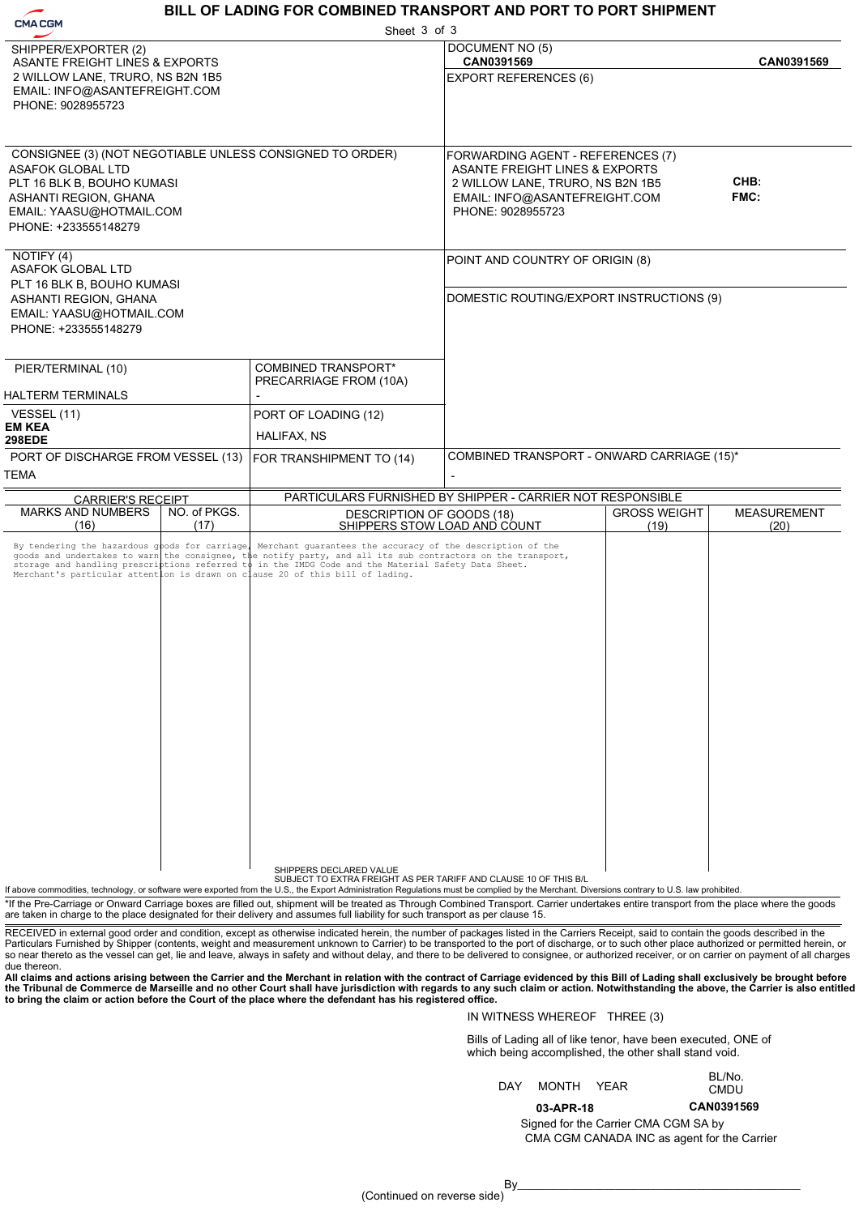CMA CGM

# BILL OF LADING FOR COMBINED TRANSPORT AND PORT TO PORT SHIPMENT

Sheet 3 of 3

| | |
|---|---|
| SHIPPER/EXPORTER (2)<br>ASANTE FREIGHT LINES & EXPORTS<br>2 WILLOW LANE, TRURO, NS B2N 1B5<br>EMAIL: INFO@ASANTEFREIGHT.COM<br>PHONE: 9028955723 | DOCUMENT NO (5)<br>**CAN0391569** **CAN0391569**<br><br>EXPORT REFERENCES (6) |
| CONSIGNEE (3) (NOT NEGOTIABLE UNLESS CONSIGNED TO ORDER)<br>ASAFOK GLOBAL LTD<br>PLT 16 BLK B, BOUHO KUMASI<br>ASHANTI REGION, GHANA<br>EMAIL: YAASU@HOTMAIL.COM<br>PHONE: +233555148279 | FORWARDING AGENT - REFERENCES (7)<br>ASANTE FREIGHT LINES & EXPORTS<br>2 WILLOW LANE, TRURO, NS B2N 1B5<br>EMAIL: INFO@ASANTEFREIGHT.COM<br>PHONE: 9028955723<br>**CHB:**<br>**FMC:** |
| NOTIFY (4)<br>ASAFOK GLOBAL LTD<br>PLT 16 BLK B, BOUHO KUMASI<br>ASHANTI REGION, GHANA<br>EMAIL: YAASU@HOTMAIL.COM<br>PHONE: +233555148279 | POINT AND COUNTRY OF ORIGIN (8)<br><br>DOMESTIC ROUTING/EXPORT INSTRUCTIONS (9) |

| | | |
|---|---|---|
| PIER/TERMINAL (10)<br>HALTERM TERMINALS | COMBINED TRANSPORT* PRECARRIAGE FROM (10A)<br>- | |
| VESSEL (11)<br>**EM KEA**<br>**298EDE** | PORT OF LOADING (12)<br>HALIFAX, NS | |
| PORT OF DISCHARGE FROM VESSEL (13)<br>TEMA | FOR TRANSHIPMENT TO (14) | COMBINED TRANSPORT - ONWARD CARRIAGE (15)*<br>- |

CARRIER'S RECEIPT — PARTICULARS FURNISHED BY SHIPPER - CARRIER NOT RESPONSIBLE

| MARKS AND NUMBERS (16) | NO. of PKGS. (17) | DESCRIPTION OF GOODS (18) SHIPPERS STOW LOAD AND COUNT | GROSS WEIGHT (19) | MEASUREMENT (20) |
|---|---|---|---|---|
| | | | | |

By tendering the hazardous goods for carriage, Merchant guarantees the accuracy of the description of the goods and undertakes to warn the consignee, the notify party, and all its sub contractors on the transport, storage and handling prescriptions referred to in the IMDG Code and the Material Safety Data Sheet. Merchant's particular attention is drawn on clause 20 of this bill of lading.

SHIPPERS DECLARED VALUE
SUBJECT TO EXTRA FREIGHT AS PER TARIFF AND CLAUSE 10 OF THIS B/L

If above commodities, technology, or software were exported from the U.S., the Export Administration Regulations must be complied by the Merchant. Diversions contrary to U.S. law prohibited.

*If the Pre-Carriage or Onward Carriage boxes are filled out, shipment will be treated as Through Combined Transport. Carrier undertakes entire transport from the place where the goods are taken in charge to the place designated for their delivery and assumes full liability for such transport as per clause 15.

RECEIVED in external good order and condition, except as otherwise indicated herein, the number of packages listed in the Carriers Receipt, said to contain the goods described in the Particulars Furnished by Shipper (contents, weight and measurement unknown to Carrier) to be transported to the port of discharge, or to such other place authorized or permitted herein, or so near thereto as the vessel can get, lie and leave, always in safety and without delay, and there to be delivered to consignee, or authorized receiver, or on carrier on payment of all charges due thereon.

**All claims and actions arising between the Carrier and the Merchant in relation with the contract of Carriage evidenced by this Bill of Lading shall exclusively be brought before the Tribunal de Commerce de Marseille and no other Court shall have jurisdiction with regards to any such claim or action. Notwithstanding the above, the Carrier is also entitled to bring the claim or action before the Court of the place where the defendant has his registered office.**

IN WITNESS WHEREOF THREE (3)

Bills of Lading all of like tenor, have been executed, ONE of which being accomplished, the other shall stand void.

| DAY MONTH YEAR | BL/No. CMDU |
|---|---|
| **03-APR-18** | **CAN0391569** |

Signed for the Carrier CMA CGM SA by
CMA CGM CANADA INC as agent for the Carrier

By_______________________________________________

(Continued on reverse side)